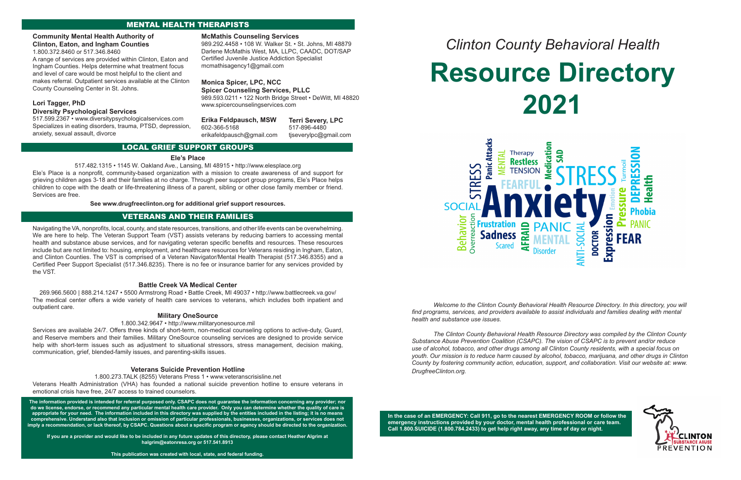## MENTAL HEALTH THERAPISTS

**Community Mental Health Authority of Clinton, Eaton, and Ingham Counties**
1.800.372.8460 or 517.346.8460
A range of services are provided within Clinton, Eaton and Ingham Counties. Helps determine what treatment focus and level of care would be most helpful to the client and makes referral. Outpatient services available at the Clinton County Counseling Center in St. Johns.

**Lori Tagger, PhD**
**Diversity Psychological Services**
517.599.2367 • www.diversitypsychologicalservices.com
Specializes in eating disorders, trauma, PTSD, depression, anxiety, sexual assault, divorce

**McMathis Counseling Services**
989.292.4458 • 108 W. Walker St. • St. Johns, MI 48879
Darlene McMathis West, MA, LLPC, CAADC, DOT/SAP
Certified Juvenile Justice Addiction Specialist
mcmathisagency1@gmail.com

**Monica Spicer, LPC, NCC**
**Spicer Counseling Services, PLLC**
989.593.0211 • 122 North Bridge Street • DeWitt, MI 48820
www.spicercounselingservices.com

**Erika Feldpausch, MSW**
602-366-5168
erikafeldpausch@gmail.com

**Terri Severy, LPC**
517-896-4480
tjseverylpc@gmail.com

## LOCAL GRIEF SUPPORT GROUPS

**Ele's Place**
517.482.1315 • 1145 W. Oakland Ave., Lansing, MI 48915 • http://www.elesplace.org
Ele's Place is a nonprofit, community-based organization with a mission to create awareness of and support for grieving children ages 3-18 and their families at no charge. Through peer support group programs, Ele's Place helps children to cope with the death or life-threatening illness of a parent, sibling or other close family member or friend. Services are free.

**See www.drugfreeclinton.org for additional grief support resources.**

## VETERANS AND THEIR FAMILIES

Navigating the VA, nonprofits, local, county, and state resources, transitions, and other life events can be overwhelming. We are here to help. The Veteran Support Team (VST) assists veterans by reducing barriers to accessing mental health and substance abuse services, and for navigating veteran specific benefits and resources. These resources include but are not limited to: housing, employment, and healthcare resources for Veterans residing in Ingham, Eaton, and Clinton Counties. The VST is comprised of a Veteran Navigator/Mental Health Therapist (517.346.8355) and a Certified Peer Support Specialist (517.346.8235). There is no fee or insurance barrier for any services provided by the VST.

**Battle Creek VA Medical Center**
269.966.5600 | 888.214.1247 • 5500 Armstrong Road • Battle Creek, MI 49037 • http://www.battlecreek.va.gov/
The medical center offers a wide variety of health care services to veterans, which includes both inpatient and outpatient care.

**Military OneSource**
1.800.342.9647 • http://www.militaryonesource.mil
Services are available 24/7. Offers three kinds of short-term, non-medical counseling options to active-duty, Guard, and Reserve members and their families. Military OneSource counseling services are designed to provide service help with short-term issues such as adjustment to situational stressors, stress management, decision making, communication, grief, blended-family issues, and parenting-skills issues.

**Veterans Suicide Prevention Hotline**
1.800.273.TALK (8255) Veterans Press 1 • www.veteranscrisisline.net
Veterans Health Administration (VHA) has founded a national suicide prevention hotline to ensure veterans in emotional crisis have free, 24/7 access to trained counselors.

**The information provided is intended for referral purposed only. CSAPC does not guarantee the information concerning any provider; nor do we license, endorse, or recommend any particular mental health care provider. Only you can determine whether the quality of care is appropriate for your need. The information included in this directory was supplied by the entities included in the listing; it is no means comprehensive. Understand also that inclusion or omission of particular professionals, businesses, organizations, or services does not imply a recommendation, or lack thereof, by CSAPC. Questions about a specific program or agency should be directed to the organization.**

**If you are a provider and would like to be included in any future updates of this directory, please contact Heather Algrim at halgrim@eatonresa.org or 517.541.8913**

**This publication was created with local, state, and federal funding.**

*Clinton County Behavioral Health*

# Resource Directory 2021

*Welcome to the Clinton County Behavioral Health Resource Directory. In this directory, you will find programs, services, and providers available to assist individuals and families dealing with mental health and substance use issues.*

*The Clinton County Behavioral Health Resource Directory was compiled by the Clinton County Substance Abuse Prevention Coalition (CSAPC). The vision of CSAPC is to prevent and/or reduce use of alcohol, tobacco, and other drugs among all Clinton County residents, with a special focus on youth. Our mission is to reduce harm caused by alcohol, tobacco, marijuana, and other drugs in Clinton County by fostering community action, education, support, and collaboration. Visit our website at: www.DrugfreeClinton.org.*

**In the case of an EMERGENCY: Call 911, go to the nearest EMERGENCY ROOM or follow the emergency instructions provided by your doctor, mental health professional or care team. Call 1.800.SUICIDE (1.800.784.2433) to get help right away, any time of day or night.**

CLINTON SUBSTANCE ABUSE PREVENTION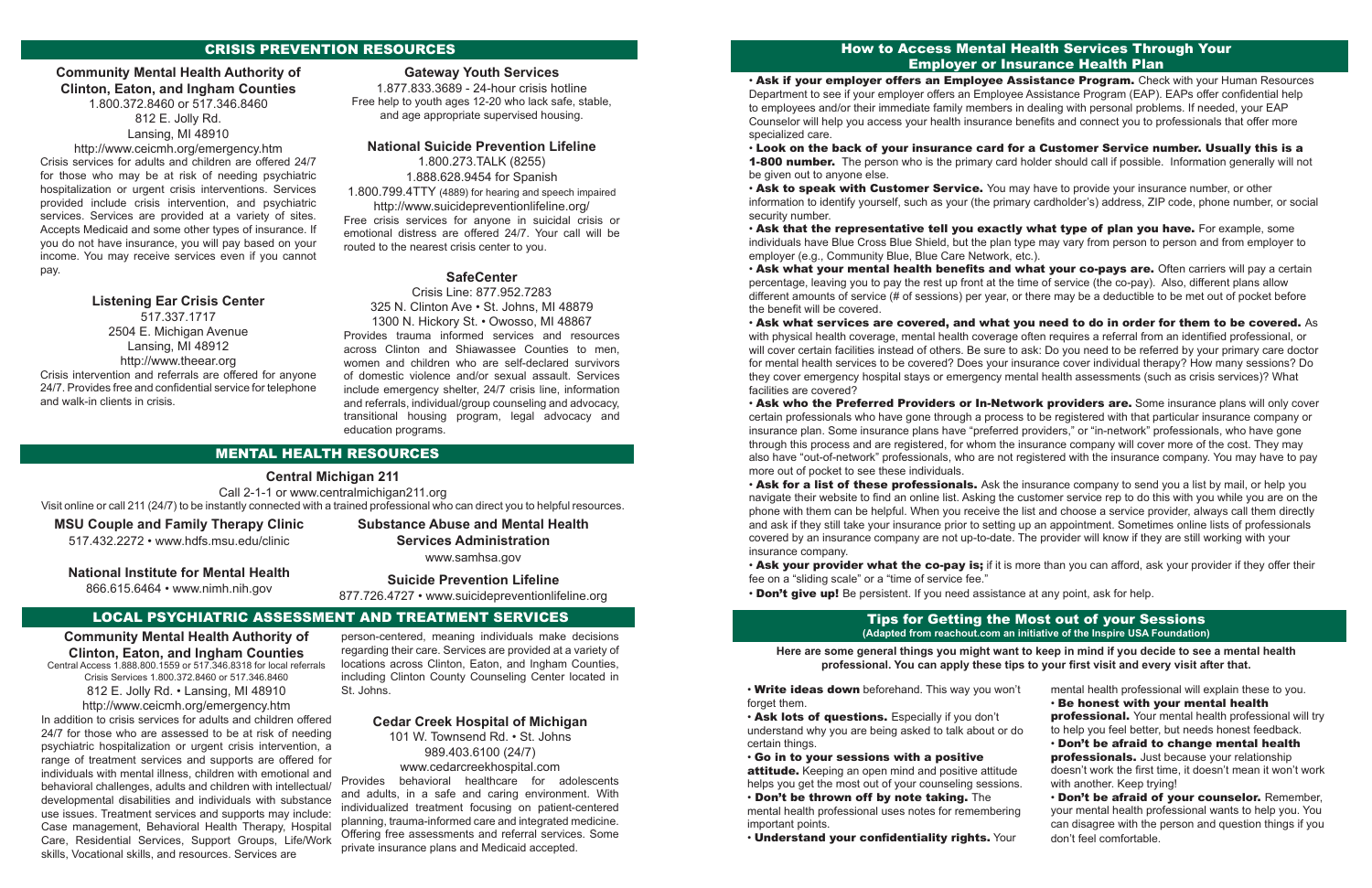## CRISIS PREVENTION RESOURCES

### Community Mental Health Authority of Clinton, Eaton, and Ingham Counties

1.800.372.8460 or 517.346.8460
812 E. Jolly Rd.
Lansing, MI 48910
http://www.ceicmh.org/emergency.htm

Crisis services for adults and children are offered 24/7 for those who may be at risk of needing psychiatric hospitalization or urgent crisis interventions. Services provided include crisis intervention, and psychiatric services. Services are provided at a variety of sites. Accepts Medicaid and some other types of insurance. If you do not have insurance, you will pay based on your income. You may receive services even if you cannot pay.

### Listening Ear Crisis Center

517.337.1717
2504 E. Michigan Avenue
Lansing, MI 48912
http://www.theear.org

Crisis intervention and referrals are offered for anyone 24/7. Provides free and confidential service for telephone and walk-in clients in crisis.

### Gateway Youth Services

1.877.833.3689 - 24-hour crisis hotline
Free help to youth ages 12-20 who lack safe, stable, and age appropriate supervised housing.

### National Suicide Prevention Lifeline

1.800.273.TALK (8255)
1.888.628.9454 for Spanish
1.800.799.4TTY (4889) for hearing and speech impaired
http://www.suicidepreventionlifeline.org/

Free crisis services for anyone in suicidal crisis or emotional distress are offered 24/7. Your call will be routed to the nearest crisis center to you.

### SafeCenter

Crisis Line: 877.952.7283
325 N. Clinton Ave • St. Johns, MI 48879
1300 N. Hickory St. • Owosso, MI 48867

Provides trauma informed services and resources across Clinton and Shiawassee Counties to men, women and children who are self-declared survivors of domestic violence and/or sexual assault. Services include emergency shelter, 24/7 crisis line, information and referrals, individual/group counseling and advocacy, transitional housing program, legal advocacy and education programs.

## MENTAL HEALTH RESOURCES

### Central Michigan 211

Call 2-1-1 or www.centralmichigan211.org
Visit online or call 211 (24/7) to be instantly connected with a trained professional who can direct you to helpful resources.

### MSU Couple and Family Therapy Clinic

517.432.2272 • www.hdfs.msu.edu/clinic

### National Institute for Mental Health

866.615.6464 • www.nimh.nih.gov

### Substance Abuse and Mental Health Services Administration

www.samhsa.gov

### Suicide Prevention Lifeline

877.726.4727 • www.suicidepreventionlifeline.org

## LOCAL PSYCHIATRIC ASSESSMENT AND TREATMENT SERVICES

### Community Mental Health Authority of Clinton, Eaton, and Ingham Counties

Central Access 1.888.800.1559 or 517.346.8318 for local referrals
Crisis Services 1.800.372.8460 or 517.346.8460
812 E. Jolly Rd. • Lansing, MI 48910
http://www.ceicmh.org/emergency.htm

In addition to crisis services for adults and children offered 24/7 for those who are assessed to be at risk of needing psychiatric hospitalization or urgent crisis intervention, a range of treatment services and supports are offered for individuals with mental illness, children with emotional and behavioral challenges, adults and children with intellectual/developmental disabilities and individuals with substance use issues. Treatment services and supports may include: Case management, Behavioral Health Therapy, Hospital Care, Residential Services, Support Groups, Life/Work skills, Vocational skills, and resources. Services are person-centered, meaning individuals make decisions regarding their care. Services are provided at a variety of locations across Clinton, Eaton, and Ingham Counties, including Clinton County Counseling Center located in St. Johns.

### Cedar Creek Hospital of Michigan

101 W. Townsend Rd. • St. Johns
989.403.6100 (24/7)
www.cedarcreekhospital.com

Provides behavioral healthcare for adolescents and adults, in a safe and caring environment. With individualized treatment focusing on patient-centered planning, trauma-informed care and integrated medicine. Offering free assessments and referral services. Some private insurance plans and Medicaid accepted.

## How to Access Mental Health Services Through Your Employer or Insurance Health Plan

- **Ask if your employer offers an Employee Assistance Program.** Check with your Human Resources Department to see if your employer offers an Employee Assistance Program (EAP). EAPs offer confidential help to employees and/or their immediate family members in dealing with personal problems. If needed, your EAP Counselor will help you access your health insurance benefits and connect you to professionals that offer more specialized care.
- **Look on the back of your insurance card for a Customer Service number. Usually this is a 1-800 number.** The person who is the primary card holder should call if possible. Information generally will not be given out to anyone else.
- **Ask to speak with Customer Service.** You may have to provide your insurance number, or other information to identify yourself, such as your (the primary cardholder's) address, ZIP code, phone number, or social security number.
- **Ask that the representative tell you exactly what type of plan you have.** For example, some individuals have Blue Cross Blue Shield, but the plan type may vary from person to person and from employer to employer (e.g., Community Blue, Blue Care Network, etc.).
- **Ask what your mental health benefits and what your co-pays are.** Often carriers will pay a certain percentage, leaving you to pay the rest up front at the time of service (the co-pay). Also, different plans allow different amounts of service (# of sessions) per year, or there may be a deductible to be met out of pocket before the benefit will be covered.
- **Ask what services are covered, and what you need to do in order for them to be covered.** As with physical health coverage, mental health coverage often requires a referral from an identified professional, or will cover certain facilities instead of others. Be sure to ask: Do you need to be referred by your primary care doctor for mental health services to be covered? Does your insurance cover individual therapy? How many sessions? Do they cover emergency hospital stays or emergency mental health assessments (such as crisis services)? What facilities are covered?
- **Ask who the Preferred Providers or In-Network providers are.** Some insurance plans will only cover certain professionals who have gone through a process to be registered with that particular insurance company or insurance plan. Some insurance plans have "preferred providers," or "in-network" professionals, who have gone through this process and are registered, for whom the insurance company will cover more of the cost. They may also have "out-of-network" professionals, who are not registered with the insurance company. You may have to pay more out of pocket to see these individuals.
- **Ask for a list of these professionals.** Ask the insurance company to send you a list by mail, or help you navigate their website to find an online list. Asking the customer service rep to do this with you while you are on the phone with them can be helpful. When you receive the list and choose a service provider, always call them directly and ask if they still take your insurance prior to setting up an appointment. Sometimes online lists of professionals covered by an insurance company are not up-to-date. The provider will know if they are still working with your insurance company.
- **Ask your provider what the co-pay is;** if it is more than you can afford, ask your provider if they offer their fee on a "sliding scale" or a "time of service fee."
- **Don't give up!** Be persistent. If you need assistance at any point, ask for help.

## Tips for Getting the Most out of your Sessions

**(Adapted from reachout.com an initiative of the Inspire USA Foundation)**

**Here are some general things you might want to keep in mind if you decide to see a mental health professional. You can apply these tips to your first visit and every visit after that.**

- **Write ideas down** beforehand. This way you won't forget them.
- **Ask lots of questions.** Especially if you don't understand why you are being asked to talk about or do certain things.
- **Go in to your sessions with a positive attitude.** Keeping an open mind and positive attitude helps you get the most out of your counseling sessions.
- **Don't be thrown off by note taking.** The mental health professional uses notes for remembering important points.
- **Understand your confidentiality rights.** Your mental health professional will explain these to you.
- **Be honest with your mental health professional.** Your mental health professional will try to help you feel better, but needs honest feedback.
- **Don't be afraid to change mental health professionals.** Just because your relationship doesn't work the first time, it doesn't mean it won't work with another. Keep trying!
- **Don't be afraid of your counselor.** Remember, your mental health professional wants to help you. You can disagree with the person and question things if you don't feel comfortable.